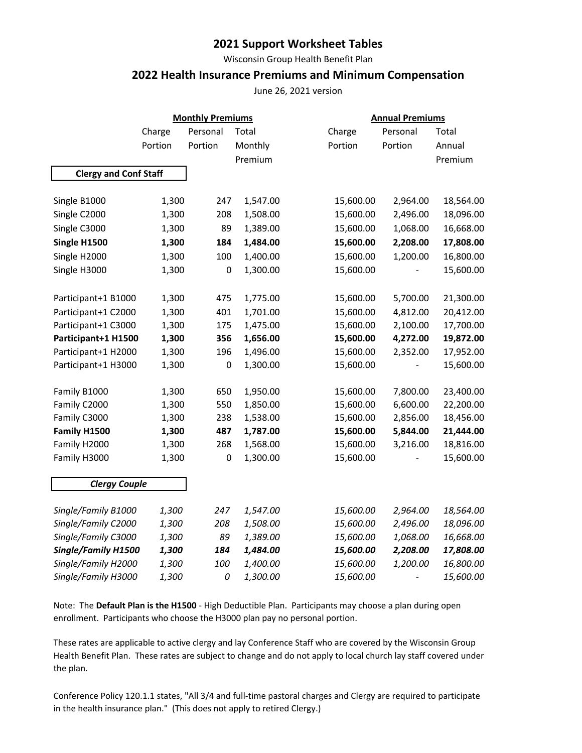# 2021 Support Worksheet Tables

Wisconsin Group Health Benefit Plan

## 2022 Health Insurance Premiums and Minimum Compensation

June 26, 2021 version

| | Monthly Premiums | | | Annual Premiums | | |
|---|---|---|---|---|---|---|
| | Charge Portion | Personal Portion | Total Monthly Premium | Charge Portion | Personal Portion | Total Annual Premium |
| **Clergy and Conf Staff** | | | | | | |
| Single B1000 | 1,300 | 247 | 1,547.00 | 15,600.00 | 2,964.00 | 18,564.00 |
| Single C2000 | 1,300 | 208 | 1,508.00 | 15,600.00 | 2,496.00 | 18,096.00 |
| Single C3000 | 1,300 | 89 | 1,389.00 | 15,600.00 | 1,068.00 | 16,668.00 |
| **Single H1500** | **1,300** | **184** | **1,484.00** | **15,600.00** | **2,208.00** | **17,808.00** |
| Single H2000 | 1,300 | 100 | 1,400.00 | 15,600.00 | 1,200.00 | 16,800.00 |
| Single H3000 | 1,300 | 0 | 1,300.00 | 15,600.00 | - | 15,600.00 |
| Participant+1 B1000 | 1,300 | 475 | 1,775.00 | 15,600.00 | 5,700.00 | 21,300.00 |
| Participant+1 C2000 | 1,300 | 401 | 1,701.00 | 15,600.00 | 4,812.00 | 20,412.00 |
| Participant+1 C3000 | 1,300 | 175 | 1,475.00 | 15,600.00 | 2,100.00 | 17,700.00 |
| **Participant+1 H1500** | **1,300** | **356** | **1,656.00** | **15,600.00** | **4,272.00** | **19,872.00** |
| Participant+1 H2000 | 1,300 | 196 | 1,496.00 | 15,600.00 | 2,352.00 | 17,952.00 |
| Participant+1 H3000 | 1,300 | 0 | 1,300.00 | 15,600.00 | - | 15,600.00 |
| Family B1000 | 1,300 | 650 | 1,950.00 | 15,600.00 | 7,800.00 | 23,400.00 |
| Family C2000 | 1,300 | 550 | 1,850.00 | 15,600.00 | 6,600.00 | 22,200.00 |
| Family C3000 | 1,300 | 238 | 1,538.00 | 15,600.00 | 2,856.00 | 18,456.00 |
| **Family H1500** | **1,300** | **487** | **1,787.00** | **15,600.00** | **5,844.00** | **21,444.00** |
| Family H2000 | 1,300 | 268 | 1,568.00 | 15,600.00 | 3,216.00 | 18,816.00 |
| Family H3000 | 1,300 | 0 | 1,300.00 | 15,600.00 | - | 15,600.00 |
| ***Clergy Couple*** | | | | | | |
| *Single/Family B1000* | *1,300* | *247* | *1,547.00* | *15,600.00* | *2,964.00* | *18,564.00* |
| *Single/Family C2000* | *1,300* | *208* | *1,508.00* | *15,600.00* | *2,496.00* | *18,096.00* |
| *Single/Family C3000* | *1,300* | *89* | *1,389.00* | *15,600.00* | *1,068.00* | *16,668.00* |
| ***Single/Family H1500*** | ***1,300*** | ***184*** | ***1,484.00*** | ***15,600.00*** | ***2,208.00*** | ***17,808.00*** |
| *Single/Family H2000* | *1,300* | *100* | *1,400.00* | *15,600.00* | *1,200.00* | *16,800.00* |
| *Single/Family H3000* | *1,300* | *0* | *1,300.00* | *15,600.00* | *-* | *15,600.00* |

Note: The **Default Plan is the H1500** - High Deductible Plan. Participants may choose a plan during open enrollment. Participants who choose the H3000 plan pay no personal portion.

These rates are applicable to active clergy and lay Conference Staff who are covered by the Wisconsin Group Health Benefit Plan. These rates are subject to change and do not apply to local church lay staff covered under the plan.

Conference Policy 120.1.1 states, "All 3/4 and full-time pastoral charges and Clergy are required to participate in the health insurance plan." (This does not apply to retired Clergy.)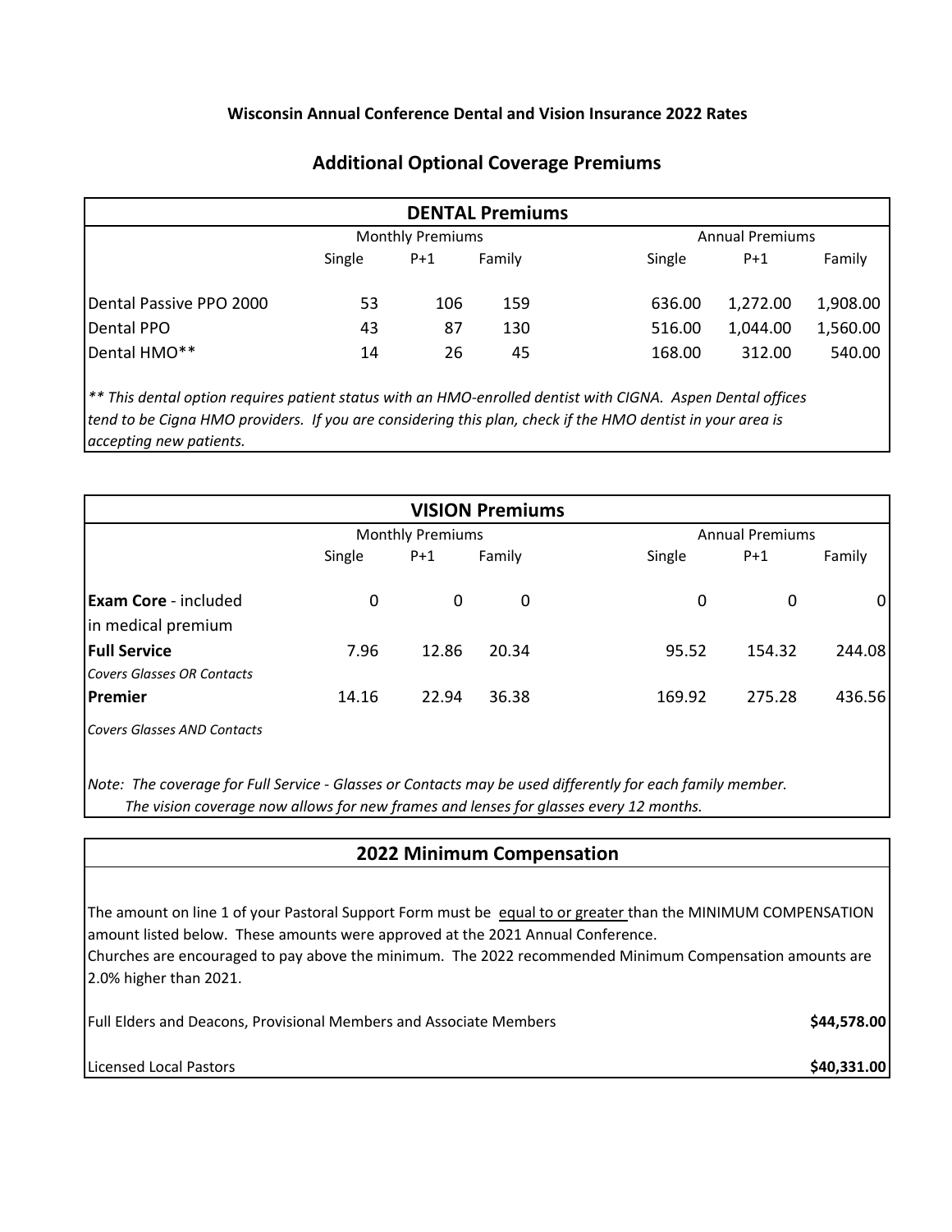**Wisconsin Annual Conference Dental and Vision Insurance 2022 Rates**

## Additional Optional Coverage Premiums

| DENTAL Premiums | | | | | | |
|---|---|---|---|---|---|---|
| | Monthly Premiums | | | Annual Premiums | | |
| | Single | P+1 | Family | Single | P+1 | Family |
| Dental Passive PPO 2000 | 53 | 106 | 159 | 636.00 | 1,272.00 | 1,908.00 |
| Dental PPO | 43 | 87 | 130 | 516.00 | 1,044.00 | 1,560.00 |
| Dental HMO** | 14 | 26 | 45 | 168.00 | 312.00 | 540.00 |

*** This dental option requires patient status with an HMO-enrolled dentist with CIGNA. Aspen Dental offices tend to be Cigna HMO providers. If you are considering this plan, check if the HMO dentist in your area is accepting new patients.*

| VISION Premiums | | | | | | |
|---|---|---|---|---|---|---|
| | Monthly Premiums | | | Annual Premiums | | |
| | Single | P+1 | Family | Single | P+1 | Family |
| **Exam Core** - included in medical premium | 0 | 0 | 0 | 0 | 0 | 0 |
| **Full Service** *Covers Glasses OR Contacts* | 7.96 | 12.86 | 20.34 | 95.52 | 154.32 | 244.08 |
| **Premier** *Covers Glasses AND Contacts* | 14.16 | 22.94 | 36.38 | 169.92 | 275.28 | 436.56 |

*Note: The coverage for Full Service - Glasses or Contacts may be used differently for each family member.*
*The vision coverage now allows for new frames and lenses for glasses every 12 months.*

## 2022 Minimum Compensation

The amount on line 1 of your Pastoral Support Form must be equal to or greater than the MINIMUM COMPENSATION amount listed below. These amounts were approved at the 2021 Annual Conference.
Churches are encouraged to pay above the minimum. The 2022 recommended Minimum Compensation amounts are 2.0% higher than 2021.

| | |
|---|---|
| Full Elders and Deacons, Provisional Members and Associate Members | **$44,578.00** |
| Licensed Local Pastors | **$40,331.00** |